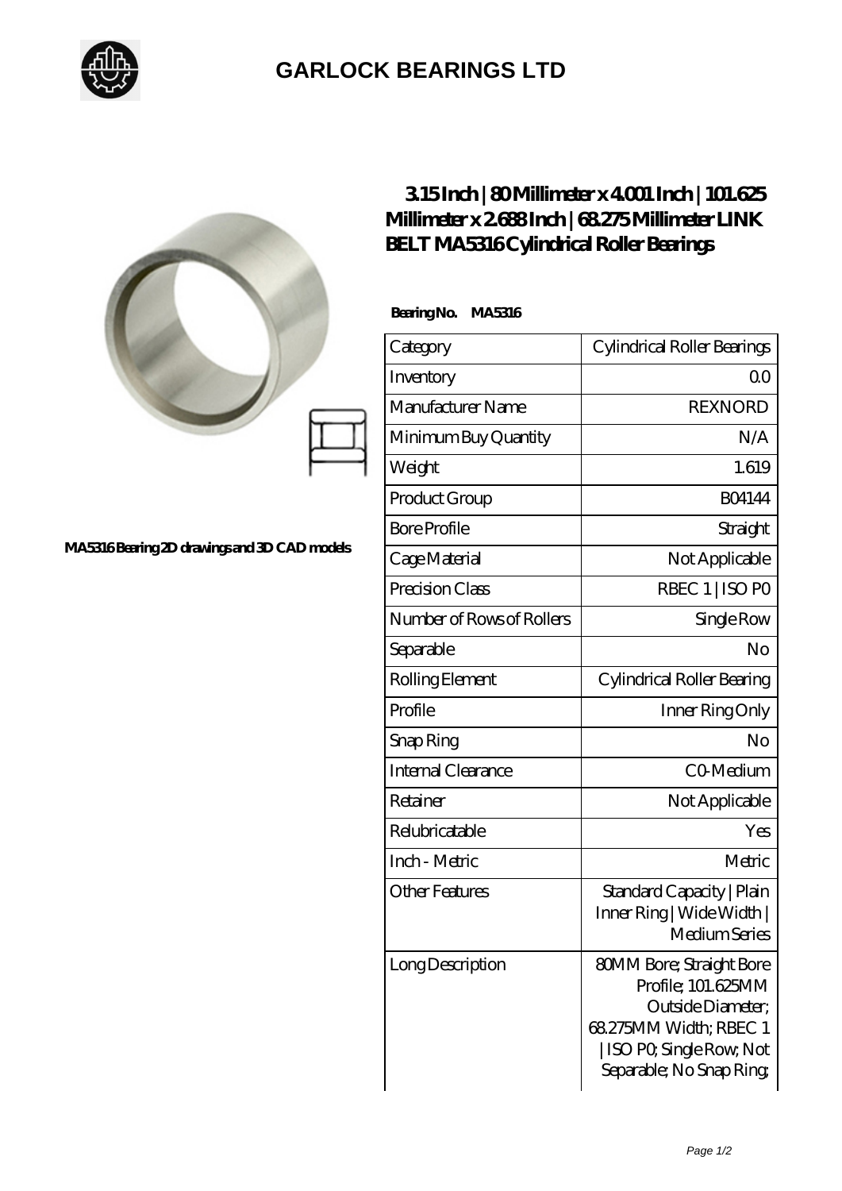## GARLOCK BEARINGS LTD

MA5316 Bearing 2D drawings and 3D CAD models

# 3.15 Inch | 80 Millimeter x 4.001 Inch | 101.625 Millimeter x 2.688 Inch | 68.275 Millimeter LINK BELT MA5316 Cylindrical Roller Bearings

**Bearing No. MA5316**

| Category | Cylindrical Roller Bearings |
|---|---|
| Inventory | 0.0 |
| Manufacturer Name | REXNORD |
| Minimum Buy Quantity | N/A |
| Weight | 1.619 |
| Product Group | B04144 |
| Bore Profile | Straight |
| Cage Material | Not Applicable |
| Precision Class | RBEC 1 \| ISO P0 |
| Number of Rows of Rollers | Single Row |
| Separable | No |
| Rolling Element | Cylindrical Roller Bearing |
| Profile | Inner Ring Only |
| Snap Ring | No |
| Internal Clearance | C0-Medium |
| Retainer | Not Applicable |
| Relubricatable | Yes |
| Inch - Metric | Metric |
| Other Features | Standard Capacity \| Plain Inner Ring \| Wide Width \| Medium Series |
| Long Description | 80MM Bore; Straight Bore Profile; 101.625MM Outside Diameter; 68.275MM Width; RBEC 1 \| ISO P0; Single Row; Not Separable; No Snap Ring; |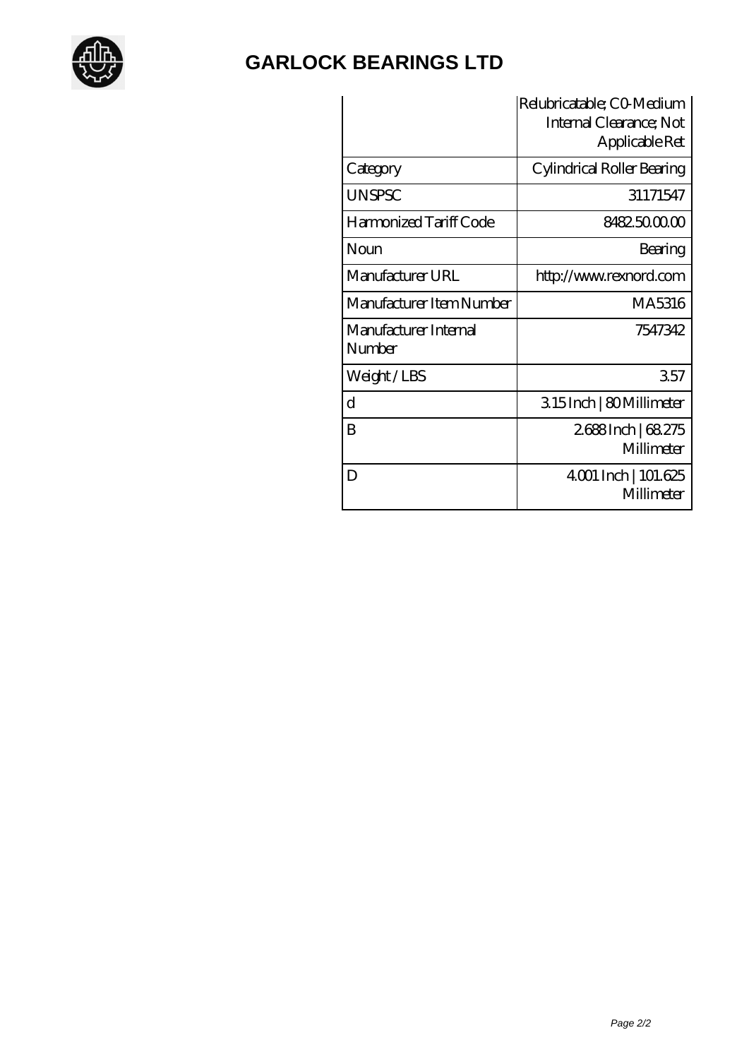# GARLOCK BEARINGS LTD

| | |
|---|---|
| | Relubricatable; C0-Medium Internal Clearance; Not Applicable Ret |
| Category | Cylindrical Roller Bearing |
| UNSPSC | 31171547 |
| Harmonized Tariff Code | 8482.50.00.00 |
| Noun | Bearing |
| Manufacturer URL | http://www.rexnord.com |
| Manufacturer Item Number | MA5316 |
| Manufacturer Internal Number | 7547342 |
| Weight / LBS | 3.57 |
| d | 3.15 Inch \| 80 Millimeter |
| B | 2.688 Inch \| 68.275 Millimeter |
| D | 4.001 Inch \| 101.625 Millimeter |